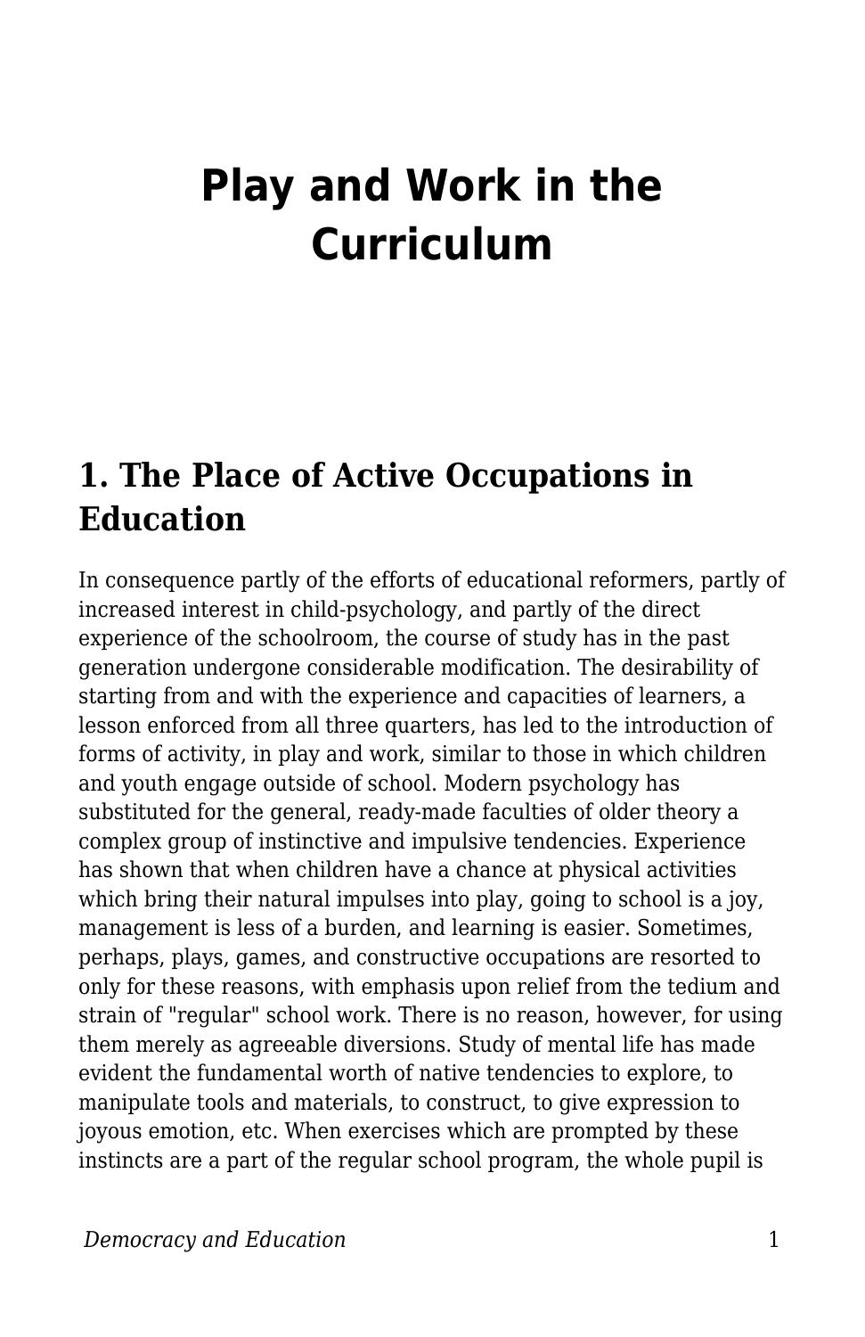# Play and Work in the Curriculum

## 1. The Place of Active Occupations in Education

In consequence partly of the efforts of educational reformers, partly of increased interest in child-psychology, and partly of the direct experience of the schoolroom, the course of study has in the past generation undergone considerable modification. The desirability of starting from and with the experience and capacities of learners, a lesson enforced from all three quarters, has led to the introduction of forms of activity, in play and work, similar to those in which children and youth engage outside of school. Modern psychology has substituted for the general, ready-made faculties of older theory a complex group of instinctive and impulsive tendencies. Experience has shown that when children have a chance at physical activities which bring their natural impulses into play, going to school is a joy, management is less of a burden, and learning is easier. Sometimes, perhaps, plays, games, and constructive occupations are resorted to only for these reasons, with emphasis upon relief from the tedium and strain of "regular" school work. There is no reason, however, for using them merely as agreeable diversions. Study of mental life has made evident the fundamental worth of native tendencies to explore, to manipulate tools and materials, to construct, to give expression to joyous emotion, etc. When exercises which are prompted by these instincts are a part of the regular school program, the whole pupil is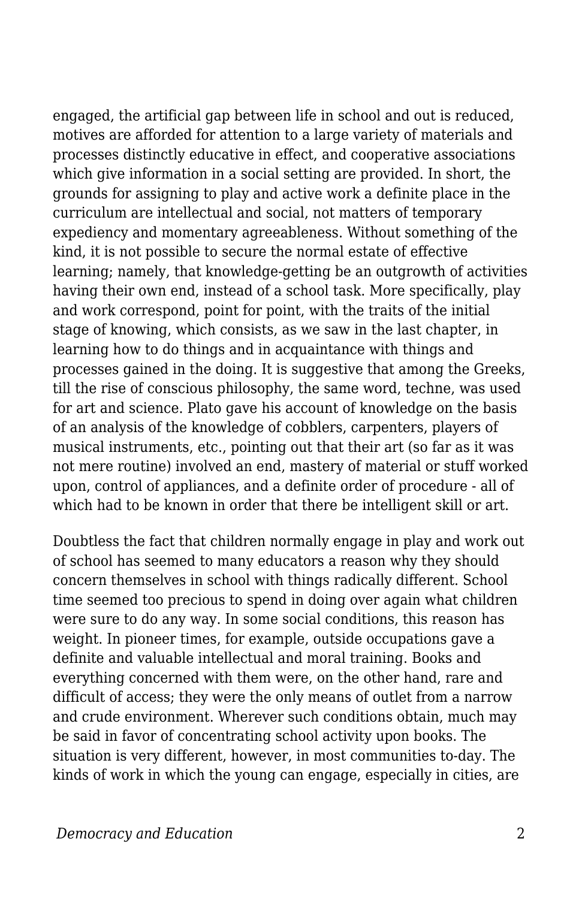engaged, the artificial gap between life in school and out is reduced, motives are afforded for attention to a large variety of materials and processes distinctly educative in effect, and cooperative associations which give information in a social setting are provided. In short, the grounds for assigning to play and active work a definite place in the curriculum are intellectual and social, not matters of temporary expediency and momentary agreeableness. Without something of the kind, it is not possible to secure the normal estate of effective learning; namely, that knowledge-getting be an outgrowth of activities having their own end, instead of a school task. More specifically, play and work correspond, point for point, with the traits of the initial stage of knowing, which consists, as we saw in the last chapter, in learning how to do things and in acquaintance with things and processes gained in the doing. It is suggestive that among the Greeks, till the rise of conscious philosophy, the same word, techne, was used for art and science. Plato gave his account of knowledge on the basis of an analysis of the knowledge of cobblers, carpenters, players of musical instruments, etc., pointing out that their art (so far as it was not mere routine) involved an end, mastery of material or stuff worked upon, control of appliances, and a definite order of procedure - all of which had to be known in order that there be intelligent skill or art.

Doubtless the fact that children normally engage in play and work out of school has seemed to many educators a reason why they should concern themselves in school with things radically different. School time seemed too precious to spend in doing over again what children were sure to do any way. In some social conditions, this reason has weight. In pioneer times, for example, outside occupations gave a definite and valuable intellectual and moral training. Books and everything concerned with them were, on the other hand, rare and difficult of access; they were the only means of outlet from a narrow and crude environment. Wherever such conditions obtain, much may be said in favor of concentrating school activity upon books. The situation is very different, however, in most communities to-day. The kinds of work in which the young can engage, especially in cities, are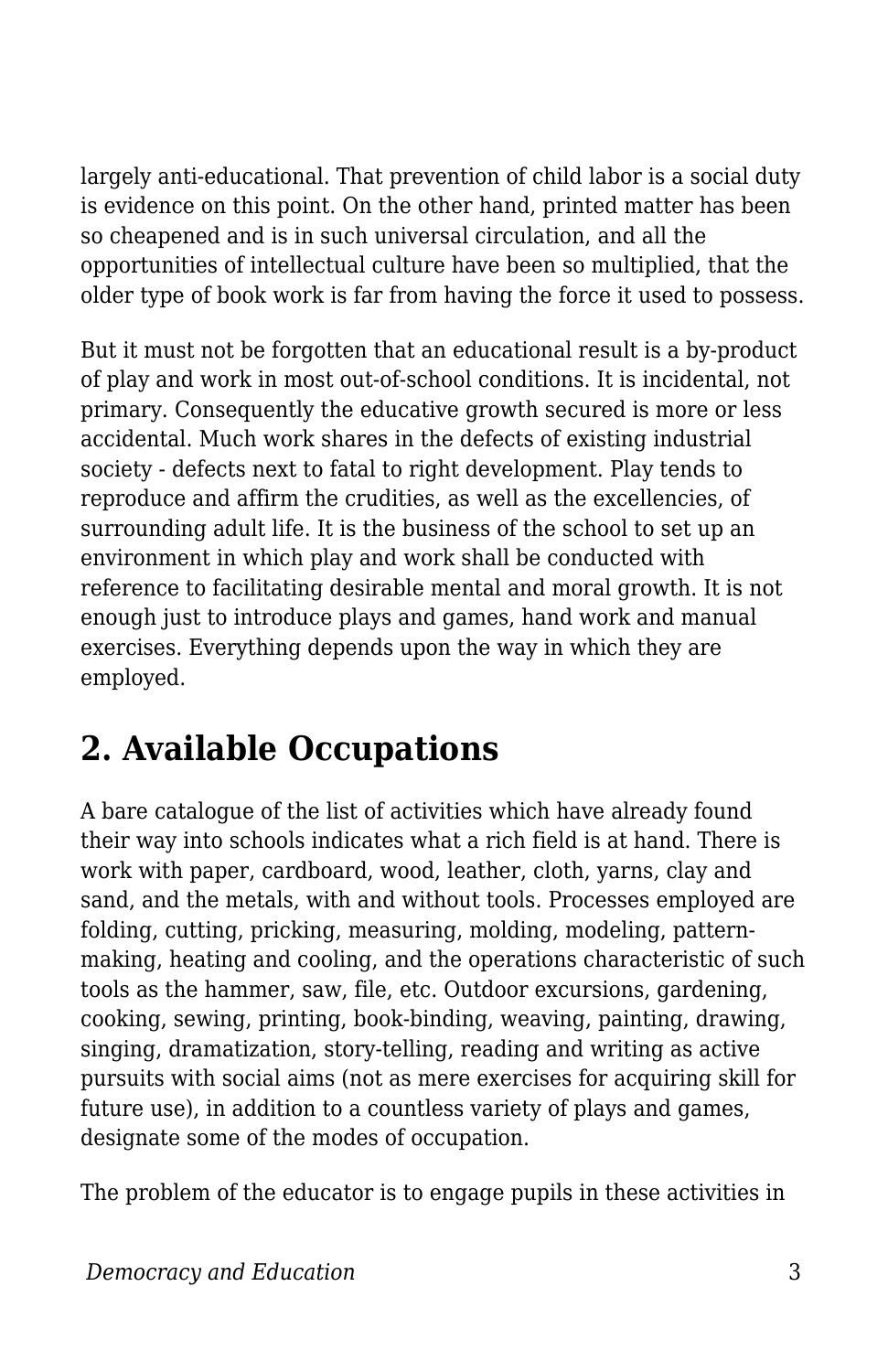largely anti-educational. That prevention of child labor is a social duty is evidence on this point. On the other hand, printed matter has been so cheapened and is in such universal circulation, and all the opportunities of intellectual culture have been so multiplied, that the older type of book work is far from having the force it used to possess.

But it must not be forgotten that an educational result is a by-product of play and work in most out-of-school conditions. It is incidental, not primary. Consequently the educative growth secured is more or less accidental. Much work shares in the defects of existing industrial society - defects next to fatal to right development. Play tends to reproduce and affirm the crudities, as well as the excellencies, of surrounding adult life. It is the business of the school to set up an environment in which play and work shall be conducted with reference to facilitating desirable mental and moral growth. It is not enough just to introduce plays and games, hand work and manual exercises. Everything depends upon the way in which they are employed.

## 2. Available Occupations

A bare catalogue of the list of activities which have already found their way into schools indicates what a rich field is at hand. There is work with paper, cardboard, wood, leather, cloth, yarns, clay and sand, and the metals, with and without tools. Processes employed are folding, cutting, pricking, measuring, molding, modeling, pattern-making, heating and cooling, and the operations characteristic of such tools as the hammer, saw, file, etc. Outdoor excursions, gardening, cooking, sewing, printing, book-binding, weaving, painting, drawing, singing, dramatization, story-telling, reading and writing as active pursuits with social aims (not as mere exercises for acquiring skill for future use), in addition to a countless variety of plays and games, designate some of the modes of occupation.

The problem of the educator is to engage pupils in these activities in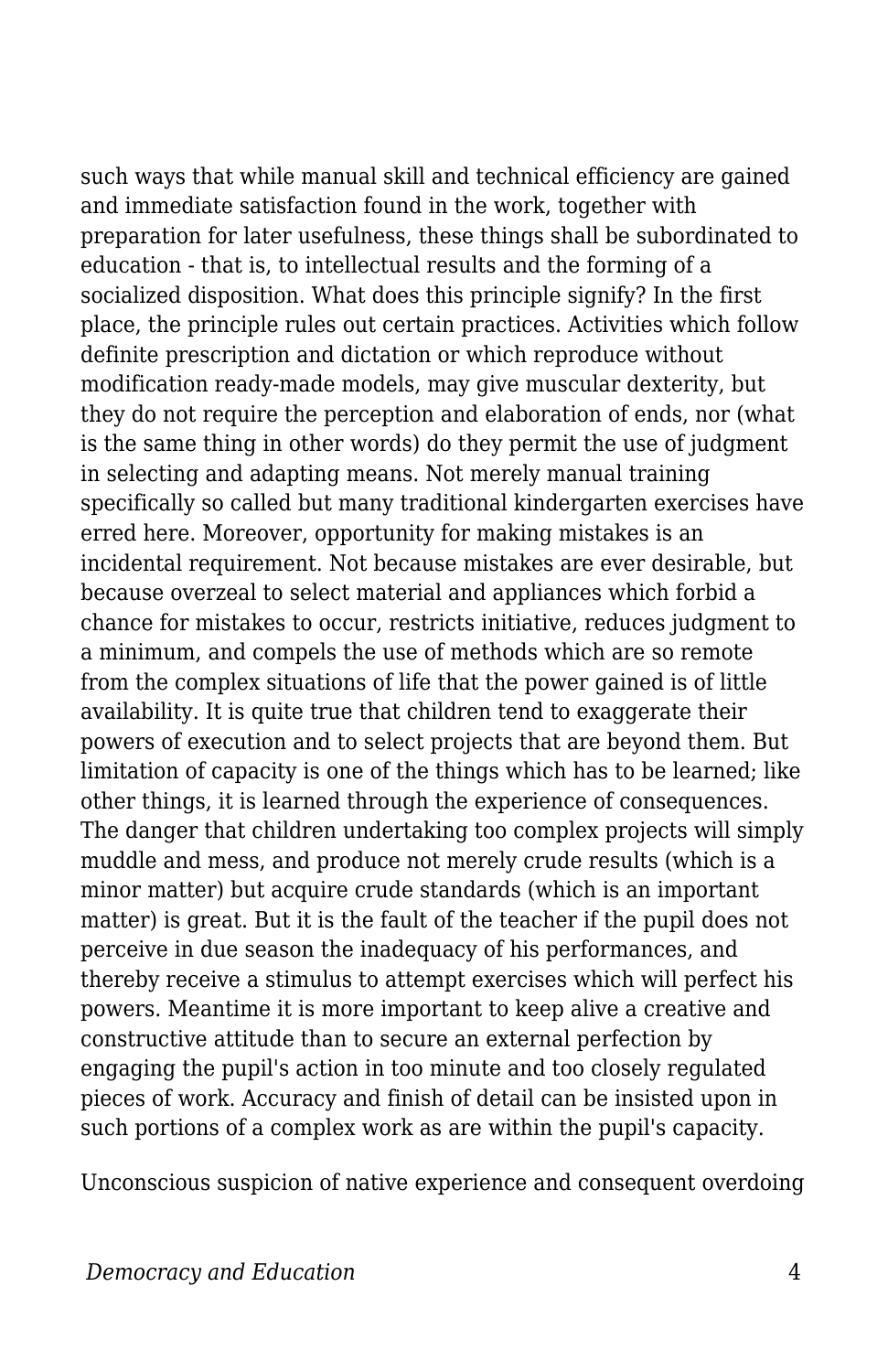such ways that while manual skill and technical efficiency are gained and immediate satisfaction found in the work, together with preparation for later usefulness, these things shall be subordinated to education - that is, to intellectual results and the forming of a socialized disposition. What does this principle signify? In the first place, the principle rules out certain practices. Activities which follow definite prescription and dictation or which reproduce without modification ready-made models, may give muscular dexterity, but they do not require the perception and elaboration of ends, nor (what is the same thing in other words) do they permit the use of judgment in selecting and adapting means. Not merely manual training specifically so called but many traditional kindergarten exercises have erred here. Moreover, opportunity for making mistakes is an incidental requirement. Not because mistakes are ever desirable, but because overzeal to select material and appliances which forbid a chance for mistakes to occur, restricts initiative, reduces judgment to a minimum, and compels the use of methods which are so remote from the complex situations of life that the power gained is of little availability. It is quite true that children tend to exaggerate their powers of execution and to select projects that are beyond them. But limitation of capacity is one of the things which has to be learned; like other things, it is learned through the experience of consequences. The danger that children undertaking too complex projects will simply muddle and mess, and produce not merely crude results (which is a minor matter) but acquire crude standards (which is an important matter) is great. But it is the fault of the teacher if the pupil does not perceive in due season the inadequacy of his performances, and thereby receive a stimulus to attempt exercises which will perfect his powers. Meantime it is more important to keep alive a creative and constructive attitude than to secure an external perfection by engaging the pupil's action in too minute and too closely regulated pieces of work. Accuracy and finish of detail can be insisted upon in such portions of a complex work as are within the pupil's capacity.

Unconscious suspicion of native experience and consequent overdoing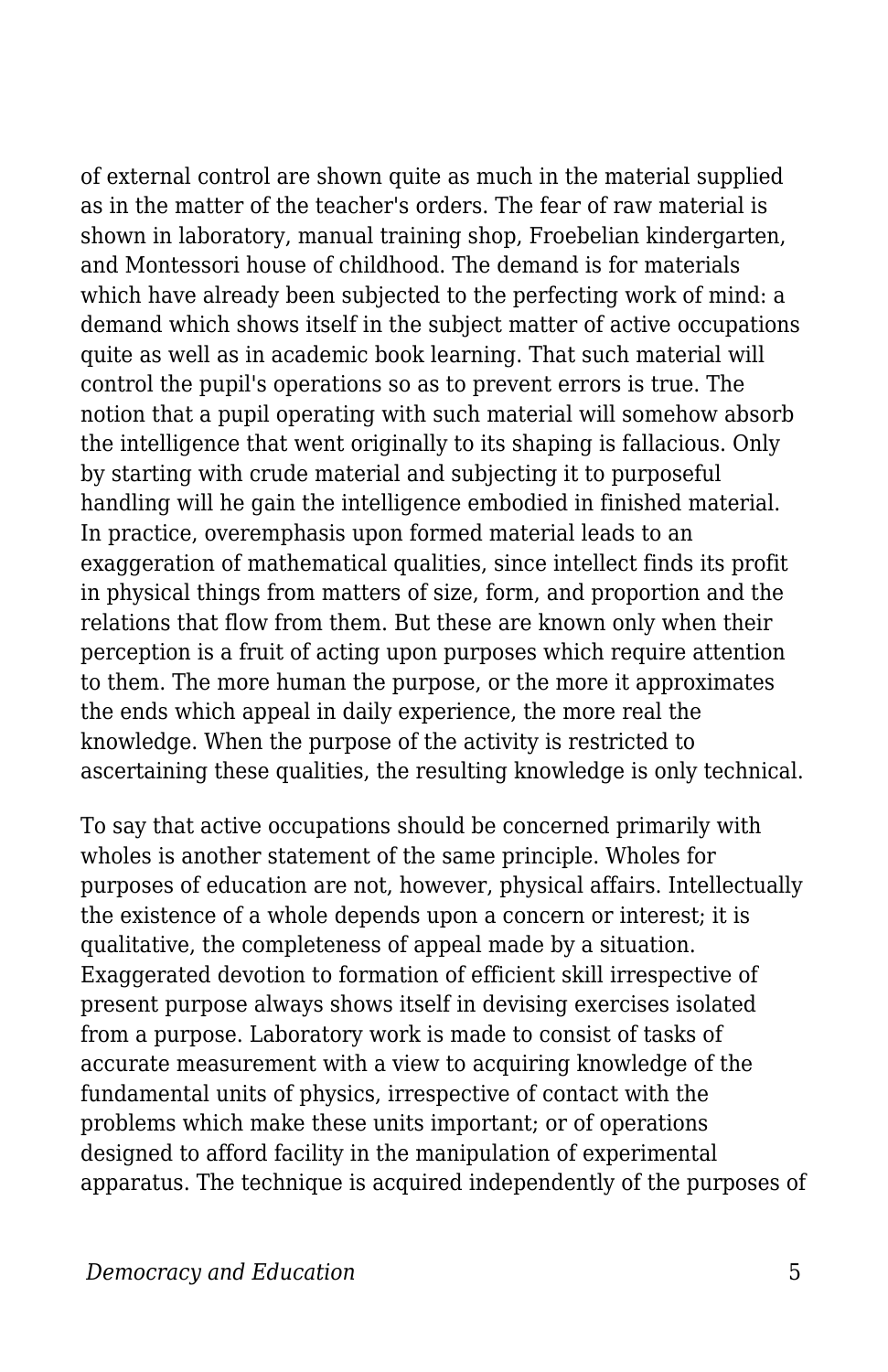of external control are shown quite as much in the material supplied as in the matter of the teacher's orders. The fear of raw material is shown in laboratory, manual training shop, Froebelian kindergarten, and Montessori house of childhood. The demand is for materials which have already been subjected to the perfecting work of mind: a demand which shows itself in the subject matter of active occupations quite as well as in academic book learning. That such material will control the pupil's operations so as to prevent errors is true. The notion that a pupil operating with such material will somehow absorb the intelligence that went originally to its shaping is fallacious. Only by starting with crude material and subjecting it to purposeful handling will he gain the intelligence embodied in finished material. In practice, overemphasis upon formed material leads to an exaggeration of mathematical qualities, since intellect finds its profit in physical things from matters of size, form, and proportion and the relations that flow from them. But these are known only when their perception is a fruit of acting upon purposes which require attention to them. The more human the purpose, or the more it approximates the ends which appeal in daily experience, the more real the knowledge. When the purpose of the activity is restricted to ascertaining these qualities, the resulting knowledge is only technical.

To say that active occupations should be concerned primarily with wholes is another statement of the same principle. Wholes for purposes of education are not, however, physical affairs. Intellectually the existence of a whole depends upon a concern or interest; it is qualitative, the completeness of appeal made by a situation. Exaggerated devotion to formation of efficient skill irrespective of present purpose always shows itself in devising exercises isolated from a purpose. Laboratory work is made to consist of tasks of accurate measurement with a view to acquiring knowledge of the fundamental units of physics, irrespective of contact with the problems which make these units important; or of operations designed to afford facility in the manipulation of experimental apparatus. The technique is acquired independently of the purposes of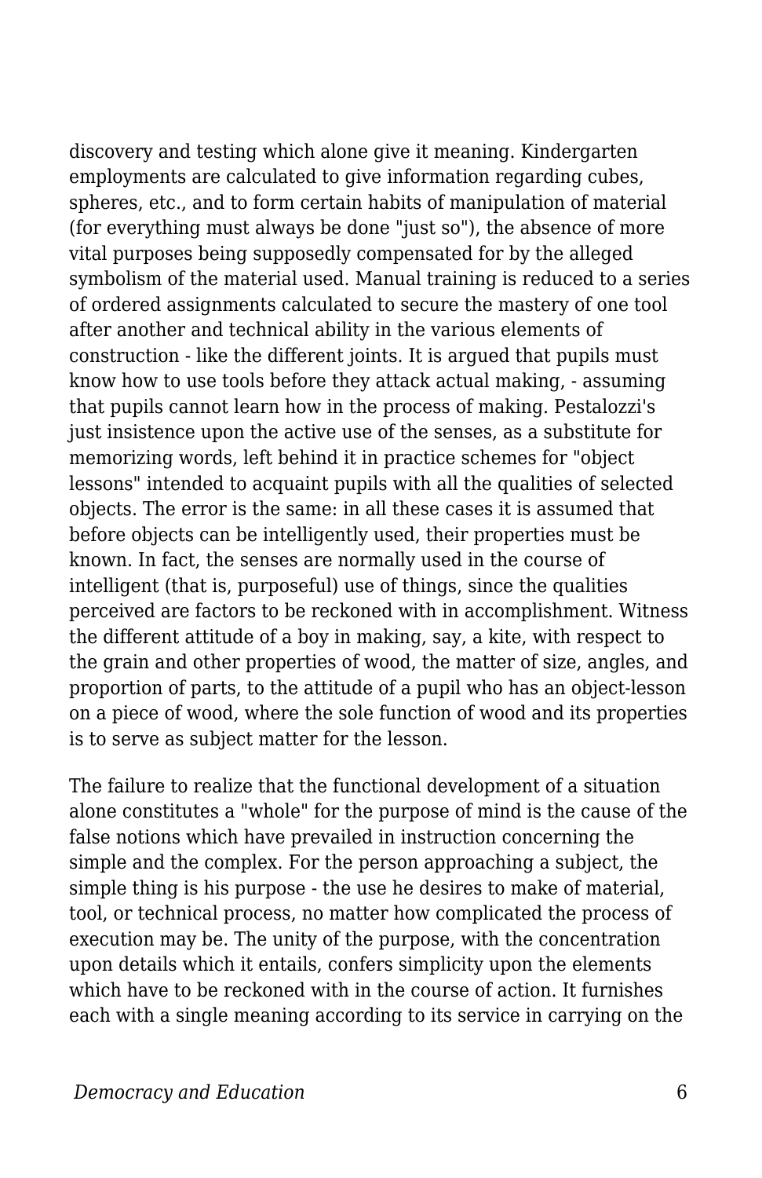discovery and testing which alone give it meaning. Kindergarten employments are calculated to give information regarding cubes, spheres, etc., and to form certain habits of manipulation of material (for everything must always be done "just so"), the absence of more vital purposes being supposedly compensated for by the alleged symbolism of the material used. Manual training is reduced to a series of ordered assignments calculated to secure the mastery of one tool after another and technical ability in the various elements of construction - like the different joints. It is argued that pupils must know how to use tools before they attack actual making, - assuming that pupils cannot learn how in the process of making. Pestalozzi's just insistence upon the active use of the senses, as a substitute for memorizing words, left behind it in practice schemes for "object lessons" intended to acquaint pupils with all the qualities of selected objects. The error is the same: in all these cases it is assumed that before objects can be intelligently used, their properties must be known. In fact, the senses are normally used in the course of intelligent (that is, purposeful) use of things, since the qualities perceived are factors to be reckoned with in accomplishment. Witness the different attitude of a boy in making, say, a kite, with respect to the grain and other properties of wood, the matter of size, angles, and proportion of parts, to the attitude of a pupil who has an object-lesson on a piece of wood, where the sole function of wood and its properties is to serve as subject matter for the lesson.

The failure to realize that the functional development of a situation alone constitutes a "whole" for the purpose of mind is the cause of the false notions which have prevailed in instruction concerning the simple and the complex. For the person approaching a subject, the simple thing is his purpose - the use he desires to make of material, tool, or technical process, no matter how complicated the process of execution may be. The unity of the purpose, with the concentration upon details which it entails, confers simplicity upon the elements which have to be reckoned with in the course of action. It furnishes each with a single meaning according to its service in carrying on the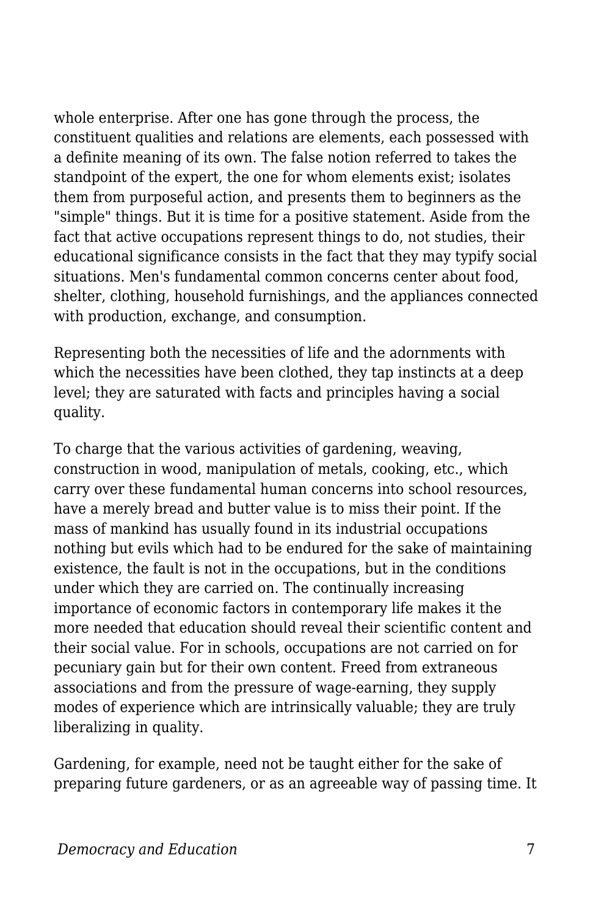whole enterprise. After one has gone through the process, the constituent qualities and relations are elements, each possessed with a definite meaning of its own. The false notion referred to takes the standpoint of the expert, the one for whom elements exist; isolates them from purposeful action, and presents them to beginners as the "simple" things. But it is time for a positive statement. Aside from the fact that active occupations represent things to do, not studies, their educational significance consists in the fact that they may typify social situations. Men's fundamental common concerns center about food, shelter, clothing, household furnishings, and the appliances connected with production, exchange, and consumption.

Representing both the necessities of life and the adornments with which the necessities have been clothed, they tap instincts at a deep level; they are saturated with facts and principles having a social quality.

To charge that the various activities of gardening, weaving, construction in wood, manipulation of metals, cooking, etc., which carry over these fundamental human concerns into school resources, have a merely bread and butter value is to miss their point. If the mass of mankind has usually found in its industrial occupations nothing but evils which had to be endured for the sake of maintaining existence, the fault is not in the occupations, but in the conditions under which they are carried on. The continually increasing importance of economic factors in contemporary life makes it the more needed that education should reveal their scientific content and their social value. For in schools, occupations are not carried on for pecuniary gain but for their own content. Freed from extraneous associations and from the pressure of wage-earning, they supply modes of experience which are intrinsically valuable; they are truly liberalizing in quality.

Gardening, for example, need not be taught either for the sake of preparing future gardeners, or as an agreeable way of passing time. It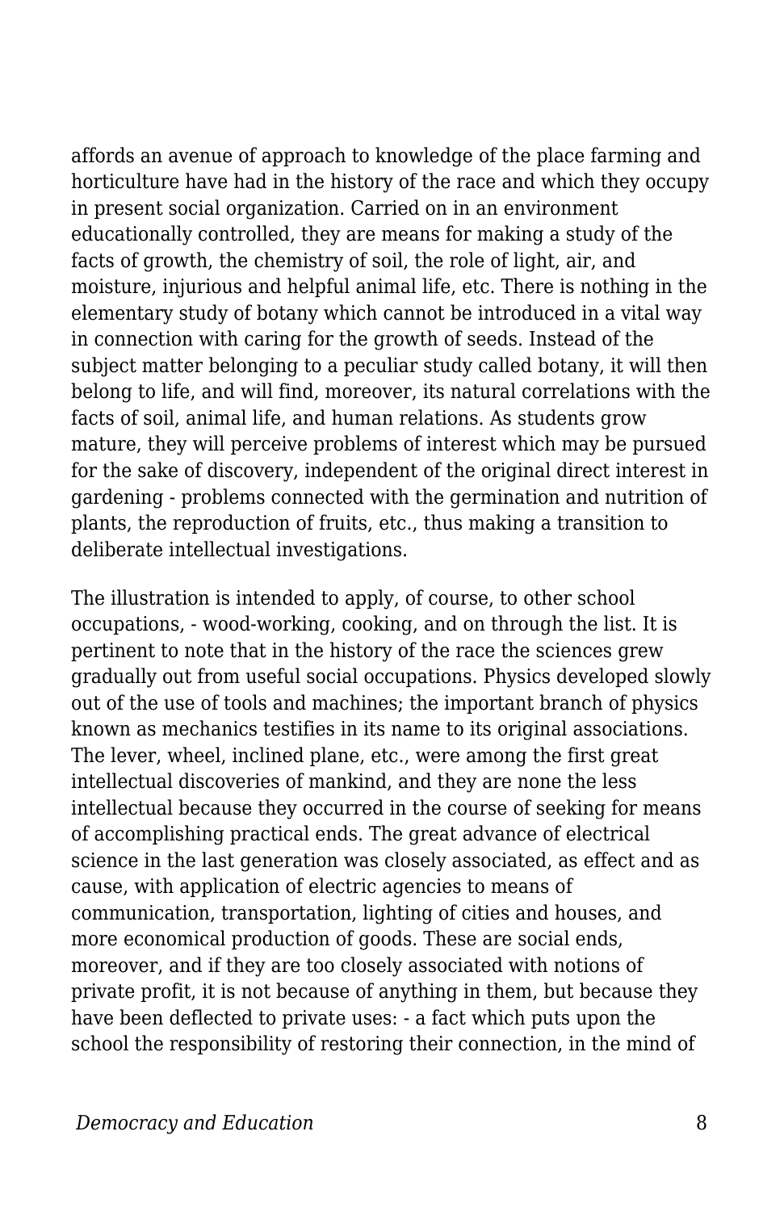affords an avenue of approach to knowledge of the place farming and horticulture have had in the history of the race and which they occupy in present social organization. Carried on in an environment educationally controlled, they are means for making a study of the facts of growth, the chemistry of soil, the role of light, air, and moisture, injurious and helpful animal life, etc. There is nothing in the elementary study of botany which cannot be introduced in a vital way in connection with caring for the growth of seeds. Instead of the subject matter belonging to a peculiar study called botany, it will then belong to life, and will find, moreover, its natural correlations with the facts of soil, animal life, and human relations. As students grow mature, they will perceive problems of interest which may be pursued for the sake of discovery, independent of the original direct interest in gardening - problems connected with the germination and nutrition of plants, the reproduction of fruits, etc., thus making a transition to deliberate intellectual investigations.

The illustration is intended to apply, of course, to other school occupations, - wood-working, cooking, and on through the list. It is pertinent to note that in the history of the race the sciences grew gradually out from useful social occupations. Physics developed slowly out of the use of tools and machines; the important branch of physics known as mechanics testifies in its name to its original associations. The lever, wheel, inclined plane, etc., were among the first great intellectual discoveries of mankind, and they are none the less intellectual because they occurred in the course of seeking for means of accomplishing practical ends. The great advance of electrical science in the last generation was closely associated, as effect and as cause, with application of electric agencies to means of communication, transportation, lighting of cities and houses, and more economical production of goods. These are social ends, moreover, and if they are too closely associated with notions of private profit, it is not because of anything in them, but because they have been deflected to private uses: - a fact which puts upon the school the responsibility of restoring their connection, in the mind of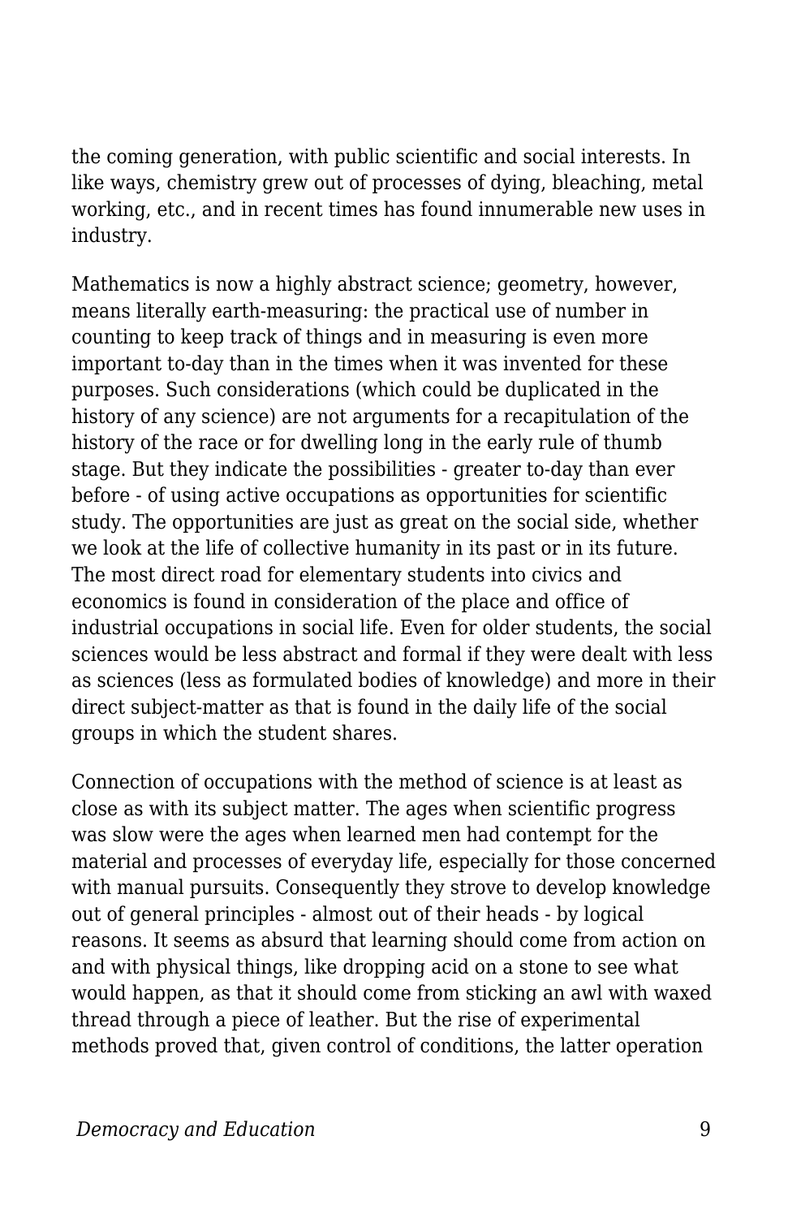the coming generation, with public scientific and social interests. In like ways, chemistry grew out of processes of dying, bleaching, metal working, etc., and in recent times has found innumerable new uses in industry.

Mathematics is now a highly abstract science; geometry, however, means literally earth-measuring: the practical use of number in counting to keep track of things and in measuring is even more important to-day than in the times when it was invented for these purposes. Such considerations (which could be duplicated in the history of any science) are not arguments for a recapitulation of the history of the race or for dwelling long in the early rule of thumb stage. But they indicate the possibilities - greater to-day than ever before - of using active occupations as opportunities for scientific study. The opportunities are just as great on the social side, whether we look at the life of collective humanity in its past or in its future. The most direct road for elementary students into civics and economics is found in consideration of the place and office of industrial occupations in social life. Even for older students, the social sciences would be less abstract and formal if they were dealt with less as sciences (less as formulated bodies of knowledge) and more in their direct subject-matter as that is found in the daily life of the social groups in which the student shares.

Connection of occupations with the method of science is at least as close as with its subject matter. The ages when scientific progress was slow were the ages when learned men had contempt for the material and processes of everyday life, especially for those concerned with manual pursuits. Consequently they strove to develop knowledge out of general principles - almost out of their heads - by logical reasons. It seems as absurd that learning should come from action on and with physical things, like dropping acid on a stone to see what would happen, as that it should come from sticking an awl with waxed thread through a piece of leather. But the rise of experimental methods proved that, given control of conditions, the latter operation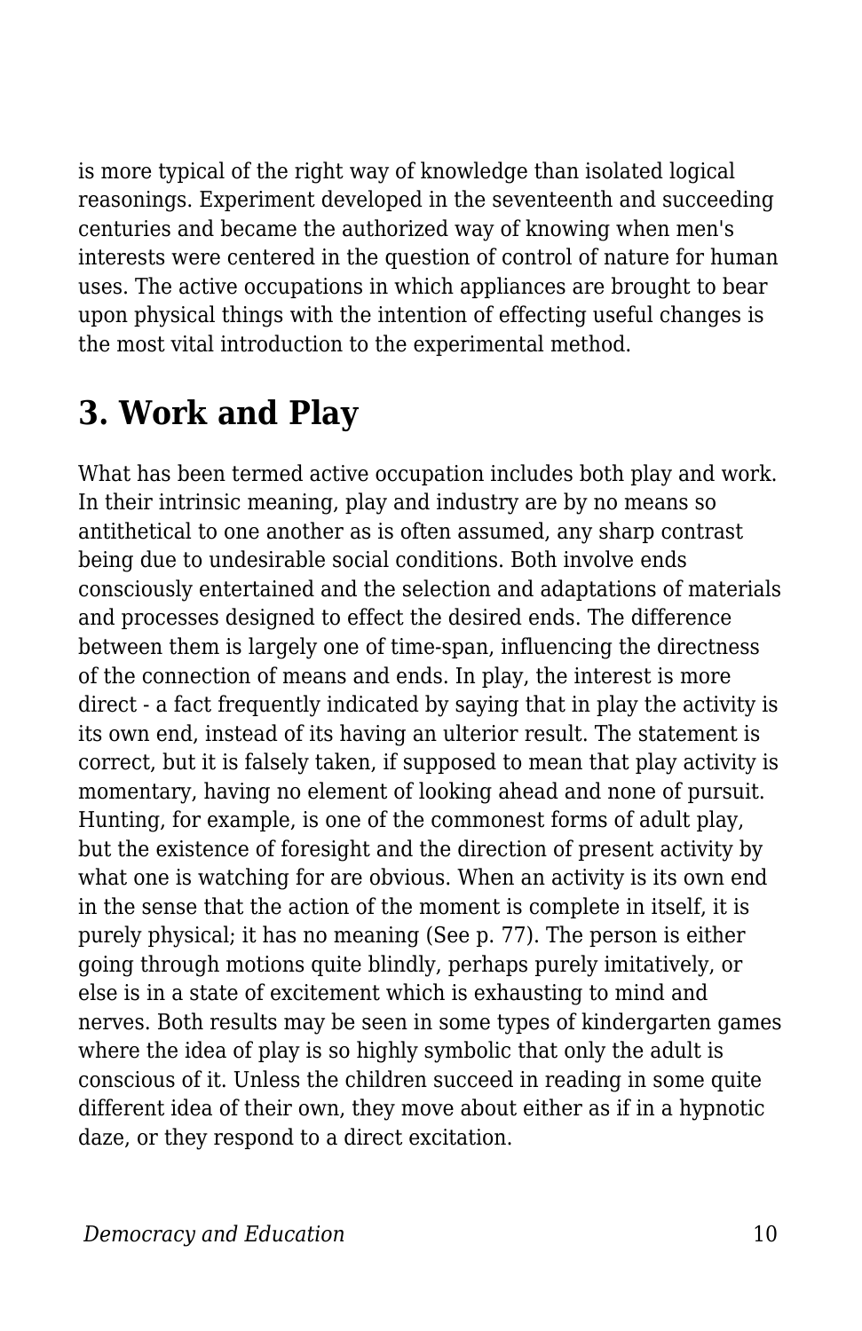is more typical of the right way of knowledge than isolated logical reasonings. Experiment developed in the seventeenth and succeeding centuries and became the authorized way of knowing when men's interests were centered in the question of control of nature for human uses. The active occupations in which appliances are brought to bear upon physical things with the intention of effecting useful changes is the most vital introduction to the experimental method.

## 3. Work and Play

What has been termed active occupation includes both play and work. In their intrinsic meaning, play and industry are by no means so antithetical to one another as is often assumed, any sharp contrast being due to undesirable social conditions. Both involve ends consciously entertained and the selection and adaptations of materials and processes designed to effect the desired ends. The difference between them is largely one of time-span, influencing the directness of the connection of means and ends. In play, the interest is more direct - a fact frequently indicated by saying that in play the activity is its own end, instead of its having an ulterior result. The statement is correct, but it is falsely taken, if supposed to mean that play activity is momentary, having no element of looking ahead and none of pursuit. Hunting, for example, is one of the commonest forms of adult play, but the existence of foresight and the direction of present activity by what one is watching for are obvious. When an activity is its own end in the sense that the action of the moment is complete in itself, it is purely physical; it has no meaning (See p. 77). The person is either going through motions quite blindly, perhaps purely imitatively, or else is in a state of excitement which is exhausting to mind and nerves. Both results may be seen in some types of kindergarten games where the idea of play is so highly symbolic that only the adult is conscious of it. Unless the children succeed in reading in some quite different idea of their own, they move about either as if in a hypnotic daze, or they respond to a direct excitation.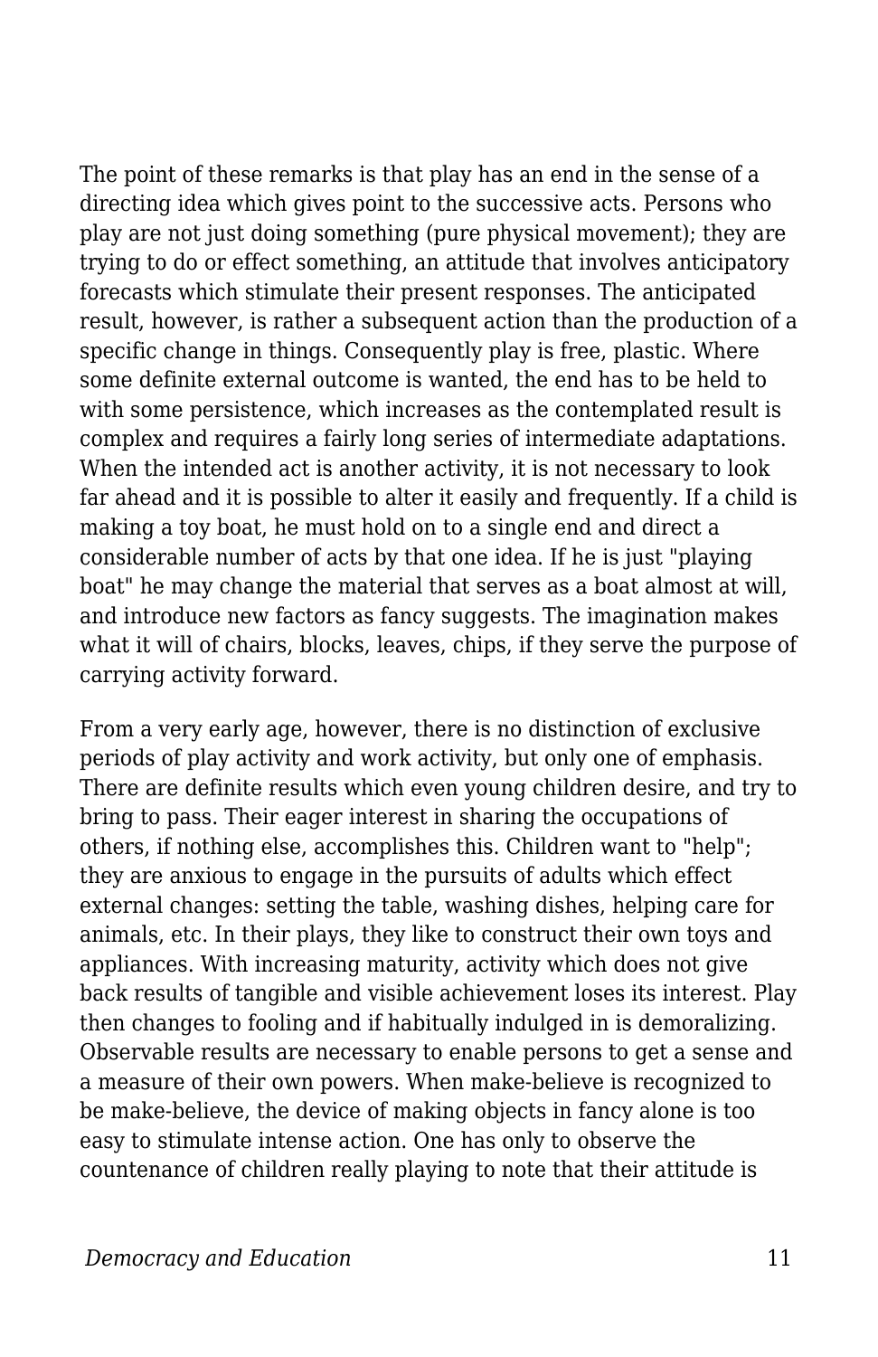The point of these remarks is that play has an end in the sense of a directing idea which gives point to the successive acts. Persons who play are not just doing something (pure physical movement); they are trying to do or effect something, an attitude that involves anticipatory forecasts which stimulate their present responses. The anticipated result, however, is rather a subsequent action than the production of a specific change in things. Consequently play is free, plastic. Where some definite external outcome is wanted, the end has to be held to with some persistence, which increases as the contemplated result is complex and requires a fairly long series of intermediate adaptations. When the intended act is another activity, it is not necessary to look far ahead and it is possible to alter it easily and frequently. If a child is making a toy boat, he must hold on to a single end and direct a considerable number of acts by that one idea. If he is just "playing boat" he may change the material that serves as a boat almost at will, and introduce new factors as fancy suggests. The imagination makes what it will of chairs, blocks, leaves, chips, if they serve the purpose of carrying activity forward.

From a very early age, however, there is no distinction of exclusive periods of play activity and work activity, but only one of emphasis. There are definite results which even young children desire, and try to bring to pass. Their eager interest in sharing the occupations of others, if nothing else, accomplishes this. Children want to "help"; they are anxious to engage in the pursuits of adults which effect external changes: setting the table, washing dishes, helping care for animals, etc. In their plays, they like to construct their own toys and appliances. With increasing maturity, activity which does not give back results of tangible and visible achievement loses its interest. Play then changes to fooling and if habitually indulged in is demoralizing. Observable results are necessary to enable persons to get a sense and a measure of their own powers. When make-believe is recognized to be make-believe, the device of making objects in fancy alone is too easy to stimulate intense action. One has only to observe the countenance of children really playing to note that their attitude is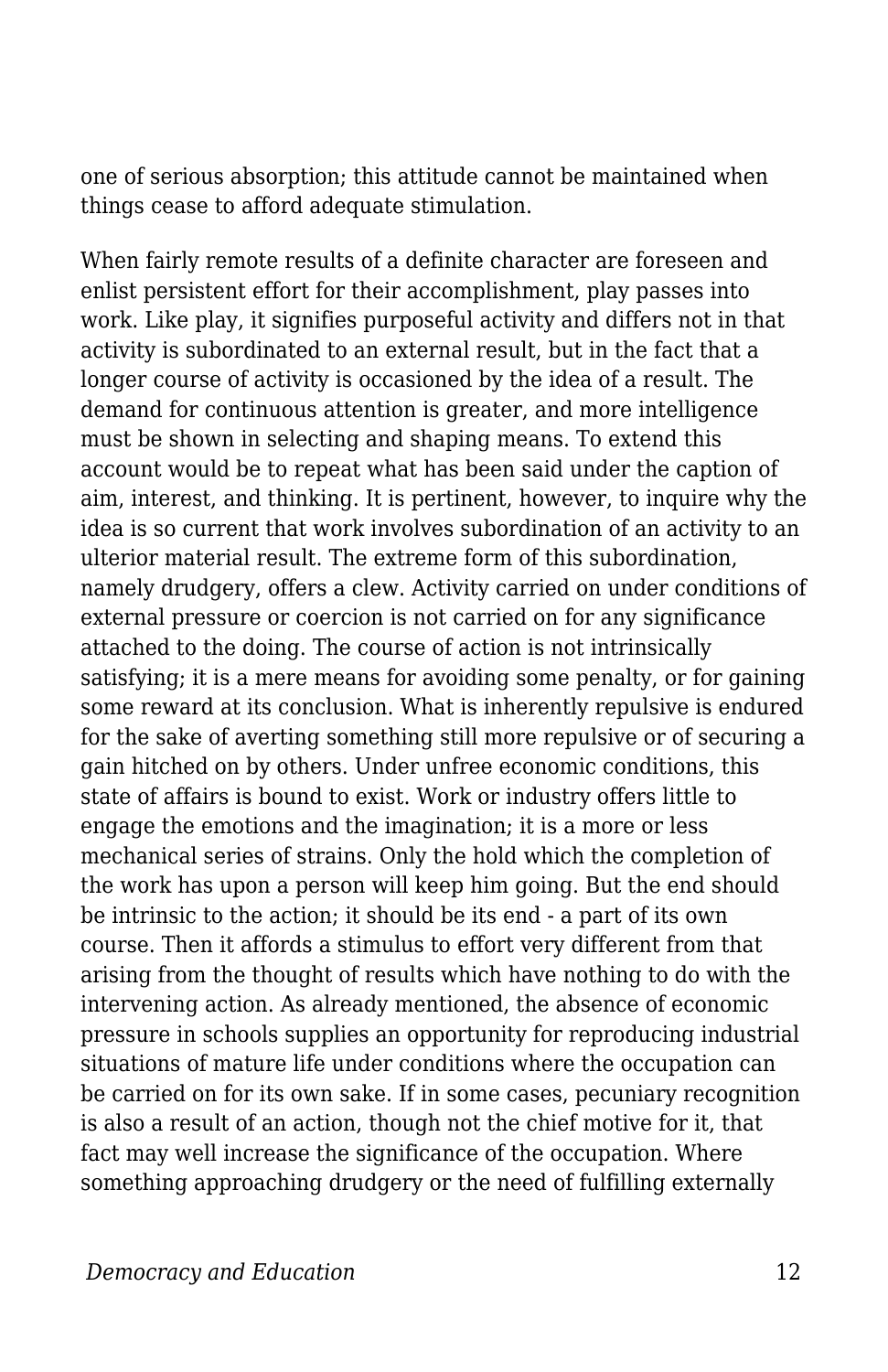one of serious absorption; this attitude cannot be maintained when things cease to afford adequate stimulation.

When fairly remote results of a definite character are foreseen and enlist persistent effort for their accomplishment, play passes into work. Like play, it signifies purposeful activity and differs not in that activity is subordinated to an external result, but in the fact that a longer course of activity is occasioned by the idea of a result. The demand for continuous attention is greater, and more intelligence must be shown in selecting and shaping means. To extend this account would be to repeat what has been said under the caption of aim, interest, and thinking. It is pertinent, however, to inquire why the idea is so current that work involves subordination of an activity to an ulterior material result. The extreme form of this subordination, namely drudgery, offers a clew. Activity carried on under conditions of external pressure or coercion is not carried on for any significance attached to the doing. The course of action is not intrinsically satisfying; it is a mere means for avoiding some penalty, or for gaining some reward at its conclusion. What is inherently repulsive is endured for the sake of averting something still more repulsive or of securing a gain hitched on by others. Under unfree economic conditions, this state of affairs is bound to exist. Work or industry offers little to engage the emotions and the imagination; it is a more or less mechanical series of strains. Only the hold which the completion of the work has upon a person will keep him going. But the end should be intrinsic to the action; it should be its end - a part of its own course. Then it affords a stimulus to effort very different from that arising from the thought of results which have nothing to do with the intervening action. As already mentioned, the absence of economic pressure in schools supplies an opportunity for reproducing industrial situations of mature life under conditions where the occupation can be carried on for its own sake. If in some cases, pecuniary recognition is also a result of an action, though not the chief motive for it, that fact may well increase the significance of the occupation. Where something approaching drudgery or the need of fulfilling externally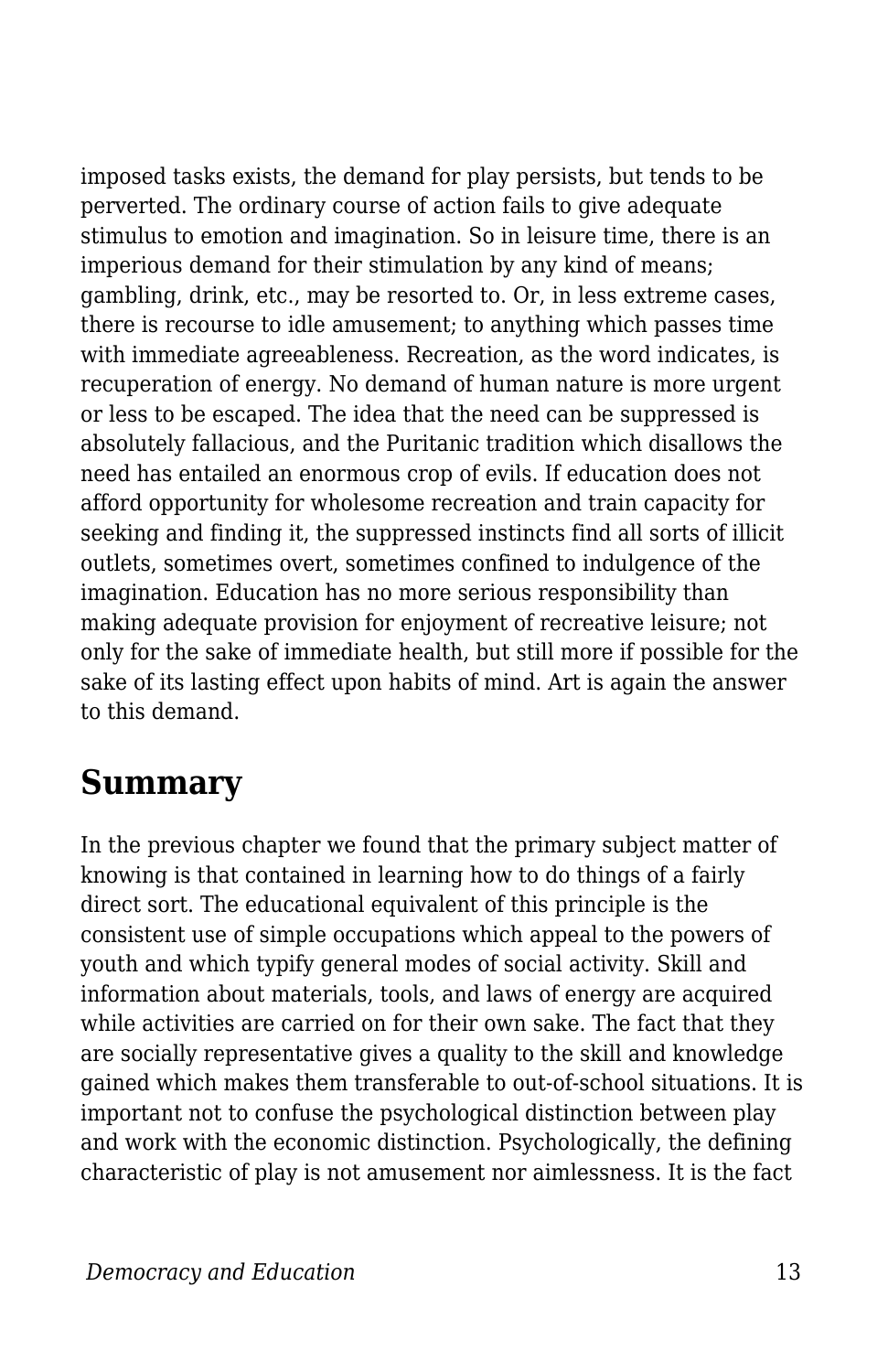imposed tasks exists, the demand for play persists, but tends to be perverted. The ordinary course of action fails to give adequate stimulus to emotion and imagination. So in leisure time, there is an imperious demand for their stimulation by any kind of means; gambling, drink, etc., may be resorted to. Or, in less extreme cases, there is recourse to idle amusement; to anything which passes time with immediate agreeableness. Recreation, as the word indicates, is recuperation of energy. No demand of human nature is more urgent or less to be escaped. The idea that the need can be suppressed is absolutely fallacious, and the Puritanic tradition which disallows the need has entailed an enormous crop of evils. If education does not afford opportunity for wholesome recreation and train capacity for seeking and finding it, the suppressed instincts find all sorts of illicit outlets, sometimes overt, sometimes confined to indulgence of the imagination. Education has no more serious responsibility than making adequate provision for enjoyment of recreative leisure; not only for the sake of immediate health, but still more if possible for the sake of its lasting effect upon habits of mind. Art is again the answer to this demand.

## Summary

In the previous chapter we found that the primary subject matter of knowing is that contained in learning how to do things of a fairly direct sort. The educational equivalent of this principle is the consistent use of simple occupations which appeal to the powers of youth and which typify general modes of social activity. Skill and information about materials, tools, and laws of energy are acquired while activities are carried on for their own sake. The fact that they are socially representative gives a quality to the skill and knowledge gained which makes them transferable to out-of-school situations. It is important not to confuse the psychological distinction between play and work with the economic distinction. Psychologically, the defining characteristic of play is not amusement nor aimlessness. It is the fact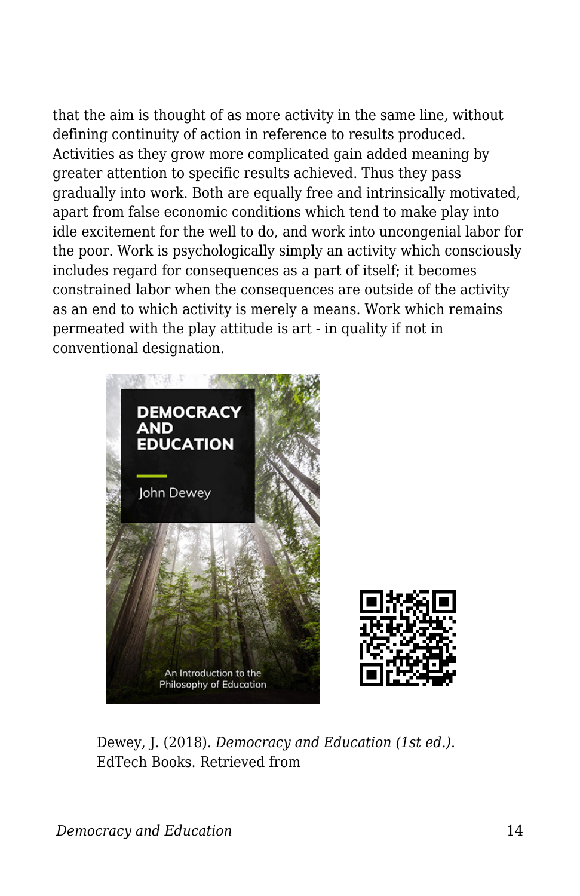that the aim is thought of as more activity in the same line, without defining continuity of action in reference to results produced. Activities as they grow more complicated gain added meaning by greater attention to specific results achieved. Thus they pass gradually into work. Both are equally free and intrinsically motivated, apart from false economic conditions which tend to make play into idle excitement for the well to do, and work into uncongenial labor for the poor. Work is psychologically simply an activity which consciously includes regard for consequences as a part of itself; it becomes constrained labor when the consequences are outside of the activity as an end to which activity is merely a means. Work which remains permeated with the play attitude is art - in quality if not in conventional designation.

Dewey, J. (2018). *Democracy and Education (1st ed.)*. EdTech Books. Retrieved from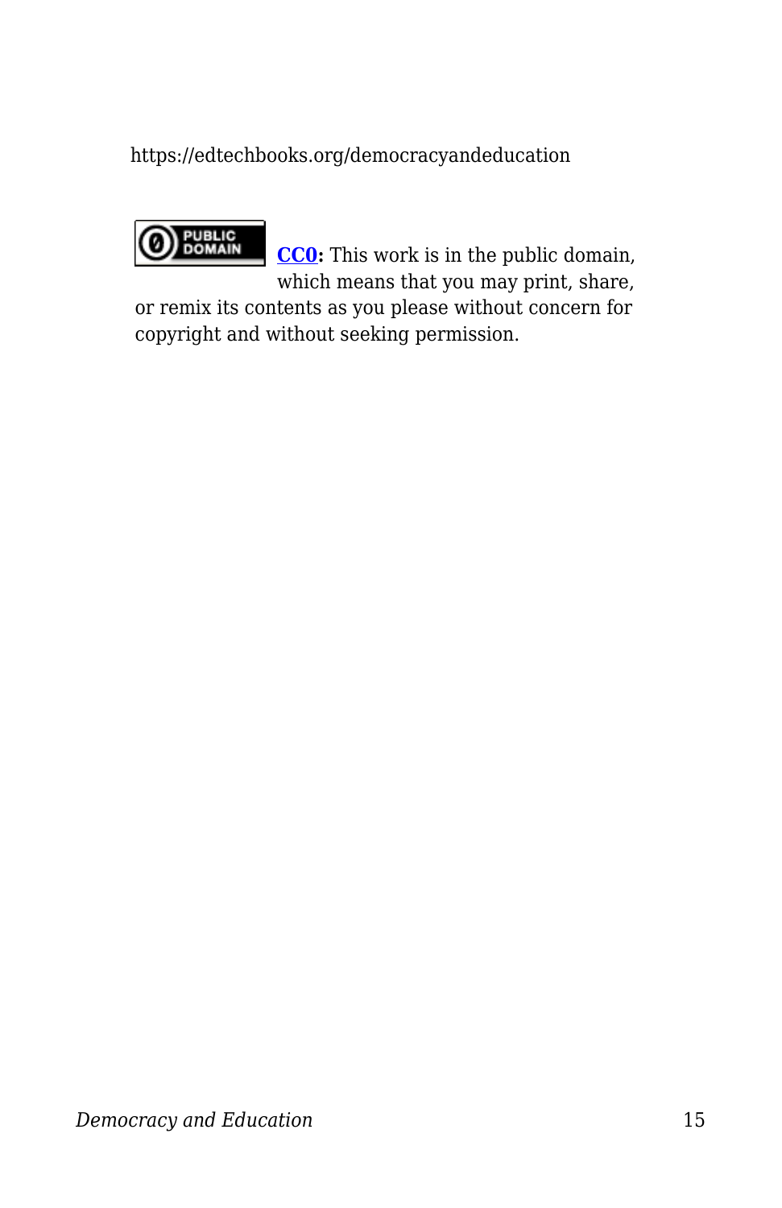https://edtechbooks.org/democracyandeducation

**CC0:** This work is in the public domain, which means that you may print, share, or remix its contents as you please without concern for copyright and without seeking permission.